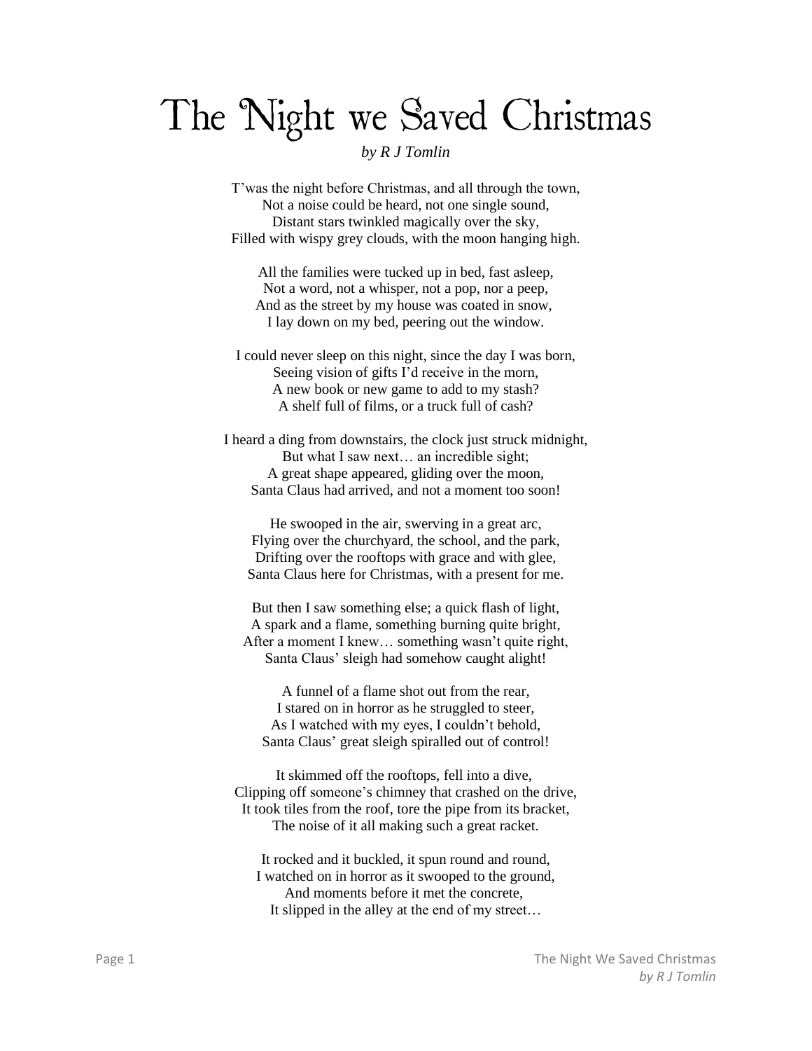# The Night we Saved Christmas

*by R J Tomlin*

T'was the night before Christmas, and all through the town,
Not a noise could be heard, not one single sound,
Distant stars twinkled magically over the sky,
Filled with wispy grey clouds, with the moon hanging high.

All the families were tucked up in bed, fast asleep,
Not a word, not a whisper, not a pop, nor a peep,
And as the street by my house was coated in snow,
I lay down on my bed, peering out the window.

I could never sleep on this night, since the day I was born,
Seeing vision of gifts I'd receive in the morn,
A new book or new game to add to my stash?
A shelf full of films, or a truck full of cash?

I heard a ding from downstairs, the clock just struck midnight,
But what I saw next… an incredible sight;
A great shape appeared, gliding over the moon,
Santa Claus had arrived, and not a moment too soon!

He swooped in the air, swerving in a great arc,
Flying over the churchyard, the school, and the park,
Drifting over the rooftops with grace and with glee,
Santa Claus here for Christmas, with a present for me.

But then I saw something else; a quick flash of light,
A spark and a flame, something burning quite bright,
After a moment I knew… something wasn't quite right,
Santa Claus' sleigh had somehow caught alight!

A funnel of a flame shot out from the rear,
I stared on in horror as he struggled to steer,
As I watched with my eyes, I couldn't behold,
Santa Claus' great sleigh spiralled out of control!

It skimmed off the rooftops, fell into a dive,
Clipping off someone's chimney that crashed on the drive,
It took tiles from the roof, tore the pipe from its bracket,
The noise of it all making such a great racket.

It rocked and it buckled, it spun round and round,
I watched on in horror as it swooped to the ground,
And moments before it met the concrete,
It slipped in the alley at the end of my street…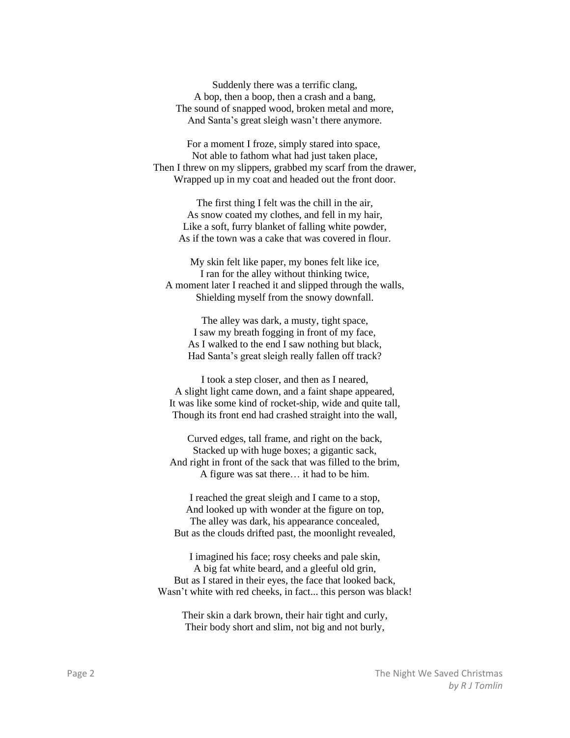Suddenly there was a terrific clang,  
A bop, then a boop, then a crash and a bang,  
The sound of snapped wood, broken metal and more,  
And Santa's great sleigh wasn't there anymore.

For a moment I froze, simply stared into space,  
Not able to fathom what had just taken place,  
Then I threw on my slippers, grabbed my scarf from the drawer,  
Wrapped up in my coat and headed out the front door.

The first thing I felt was the chill in the air,  
As snow coated my clothes, and fell in my hair,  
Like a soft, furry blanket of falling white powder,  
As if the town was a cake that was covered in flour.

My skin felt like paper, my bones felt like ice,  
I ran for the alley without thinking twice,  
A moment later I reached it and slipped through the walls,  
Shielding myself from the snowy downfall.

The alley was dark, a musty, tight space,  
I saw my breath fogging in front of my face,  
As I walked to the end I saw nothing but black,  
Had Santa's great sleigh really fallen off track?

I took a step closer, and then as I neared,  
A slight light came down, and a faint shape appeared,  
It was like some kind of rocket-ship, wide and quite tall,  
Though its front end had crashed straight into the wall,

Curved edges, tall frame, and right on the back,  
Stacked up with huge boxes; a gigantic sack,  
And right in front of the sack that was filled to the brim,  
A figure was sat there… it had to be him.

I reached the great sleigh and I came to a stop,  
And looked up with wonder at the figure on top,  
The alley was dark, his appearance concealed,  
But as the clouds drifted past, the moonlight revealed,

I imagined his face; rosy cheeks and pale skin,  
A big fat white beard, and a gleeful old grin,  
But as I stared in their eyes, the face that looked back,  
Wasn't white with red cheeks, in fact... this person was black!

Their skin a dark brown, their hair tight and curly,  
Their body short and slim, not big and not burly,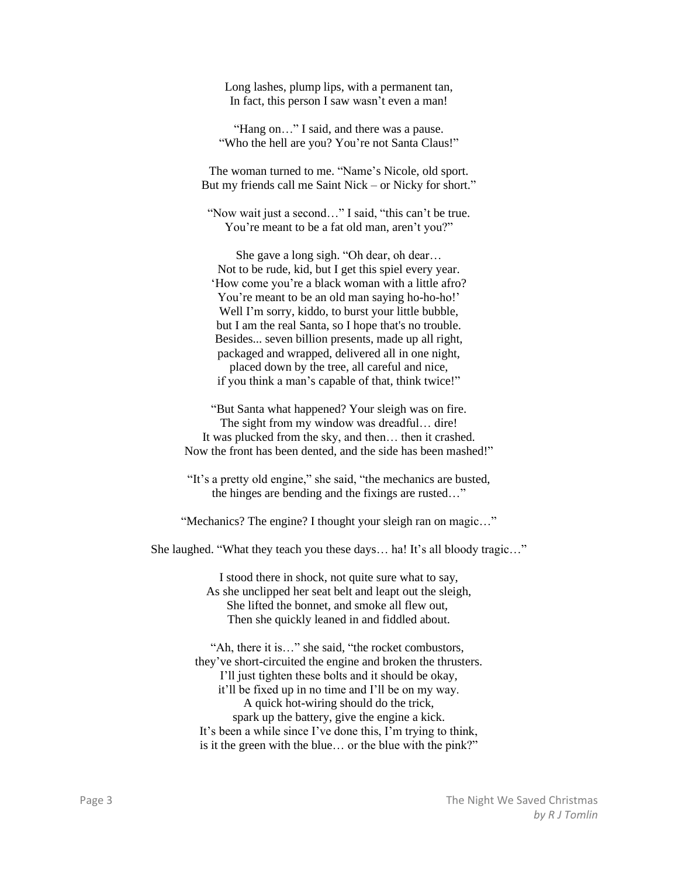Long lashes, plump lips, with a permanent tan,  
In fact, this person I saw wasn't even a man!

"Hang on…" I said, and there was a pause.  
"Who the hell are you? You're not Santa Claus!"

The woman turned to me. "Name's Nicole, old sport.  
But my friends call me Saint Nick – or Nicky for short."

"Now wait just a second…" I said, "this can't be true.  
You're meant to be a fat old man, aren't you?"

She gave a long sigh. "Oh dear, oh dear…  
Not to be rude, kid, but I get this spiel every year.  
'How come you're a black woman with a little afro?  
You're meant to be an old man saying ho-ho-ho!'  
Well I'm sorry, kiddo, to burst your little bubble,  
but I am the real Santa, so I hope that's no trouble.  
Besides... seven billion presents, made up all right,  
packaged and wrapped, delivered all in one night,  
placed down by the tree, all careful and nice,  
if you think a man's capable of that, think twice!"

"But Santa what happened? Your sleigh was on fire.  
The sight from my window was dreadful… dire!  
It was plucked from the sky, and then… then it crashed.  
Now the front has been dented, and the side has been mashed!"

"It's a pretty old engine," she said, "the mechanics are busted,  
the hinges are bending and the fixings are rusted…"

"Mechanics? The engine? I thought your sleigh ran on magic…"

She laughed. "What they teach you these days… ha! It's all bloody tragic…"

I stood there in shock, not quite sure what to say,  
As she unclipped her seat belt and leapt out the sleigh,  
She lifted the bonnet, and smoke all flew out,  
Then she quickly leaned in and fiddled about.

"Ah, there it is…" she said, "the rocket combustors,  
they've short-circuited the engine and broken the thrusters.  
I'll just tighten these bolts and it should be okay,  
it'll be fixed up in no time and I'll be on my way.  
A quick hot-wiring should do the trick,  
spark up the battery, give the engine a kick.  
It's been a while since I've done this, I'm trying to think,  
is it the green with the blue… or the blue with the pink?"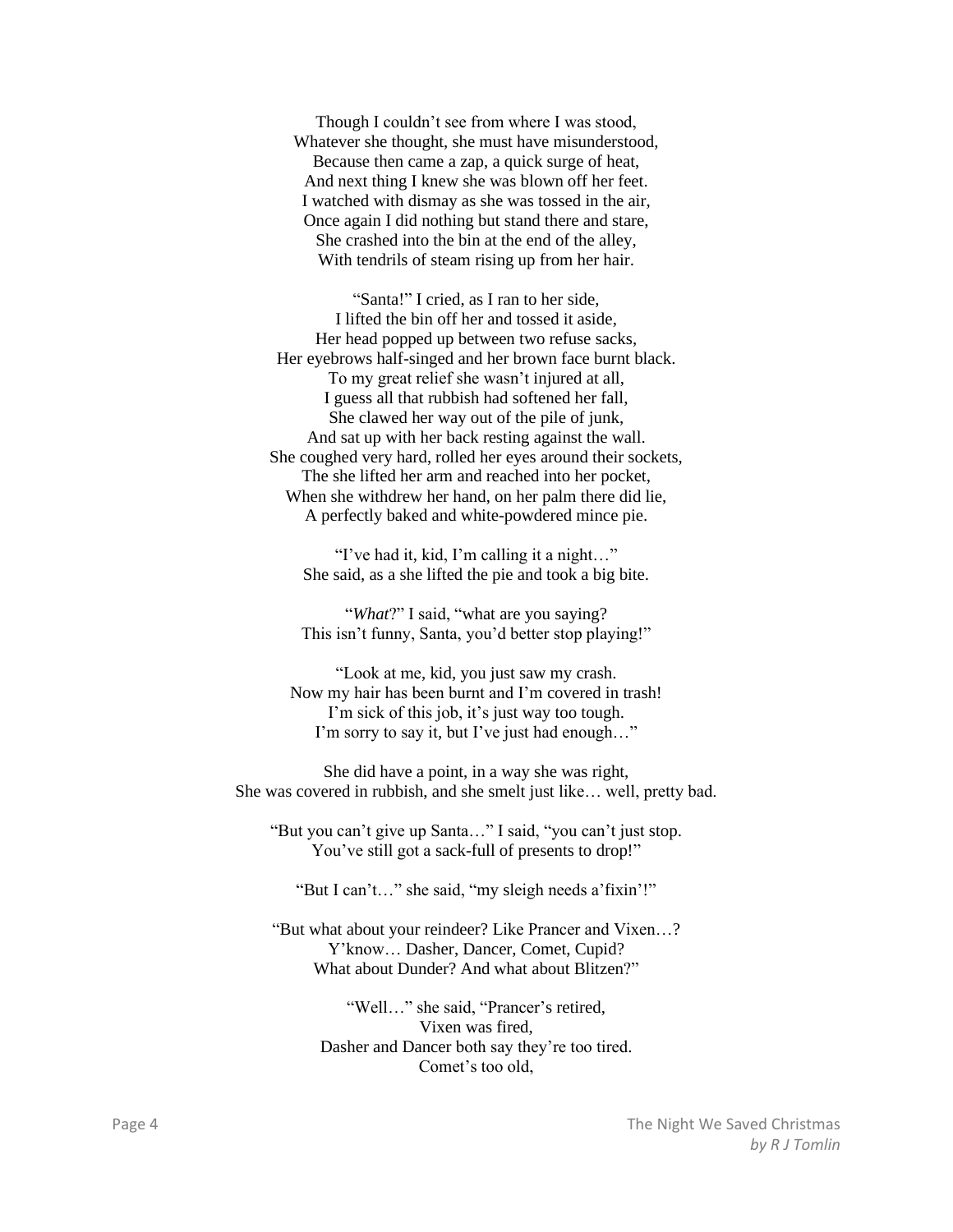Though I couldn't see from where I was stood,  
Whatever she thought, she must have misunderstood,  
Because then came a zap, a quick surge of heat,  
And next thing I knew she was blown off her feet.  
I watched with dismay as she was tossed in the air,  
Once again I did nothing but stand there and stare,  
She crashed into the bin at the end of the alley,  
With tendrils of steam rising up from her hair.

"Santa!" I cried, as I ran to her side,  
I lifted the bin off her and tossed it aside,  
Her head popped up between two refuse sacks,  
Her eyebrows half-singed and her brown face burnt black.  
To my great relief she wasn't injured at all,  
I guess all that rubbish had softened her fall,  
She clawed her way out of the pile of junk,  
And sat up with her back resting against the wall.  
She coughed very hard, rolled her eyes around their sockets,  
The she lifted her arm and reached into her pocket,  
When she withdrew her hand, on her palm there did lie,  
A perfectly baked and white-powdered mince pie.

"I've had it, kid, I'm calling it a night…"  
She said, as a she lifted the pie and took a big bite.

"*What*?" I said, "what are you saying?  
This isn't funny, Santa, you'd better stop playing!"

"Look at me, kid, you just saw my crash.  
Now my hair has been burnt and I'm covered in trash!  
I'm sick of this job, it's just way too tough.  
I'm sorry to say it, but I've just had enough…"

She did have a point, in a way she was right,  
She was covered in rubbish, and she smelt just like… well, pretty bad.

"But you can't give up Santa…" I said, "you can't just stop.  
You've still got a sack-full of presents to drop!"

"But I can't…" she said, "my sleigh needs a'fixin'!"

"But what about your reindeer? Like Prancer and Vixen…?  
Y'know… Dasher, Dancer, Comet, Cupid?  
What about Dunder? And what about Blitzen?"

"Well…" she said, "Prancer's retired,  
Vixen was fired,  
Dasher and Dancer both say they're too tired.  
Comet's too old,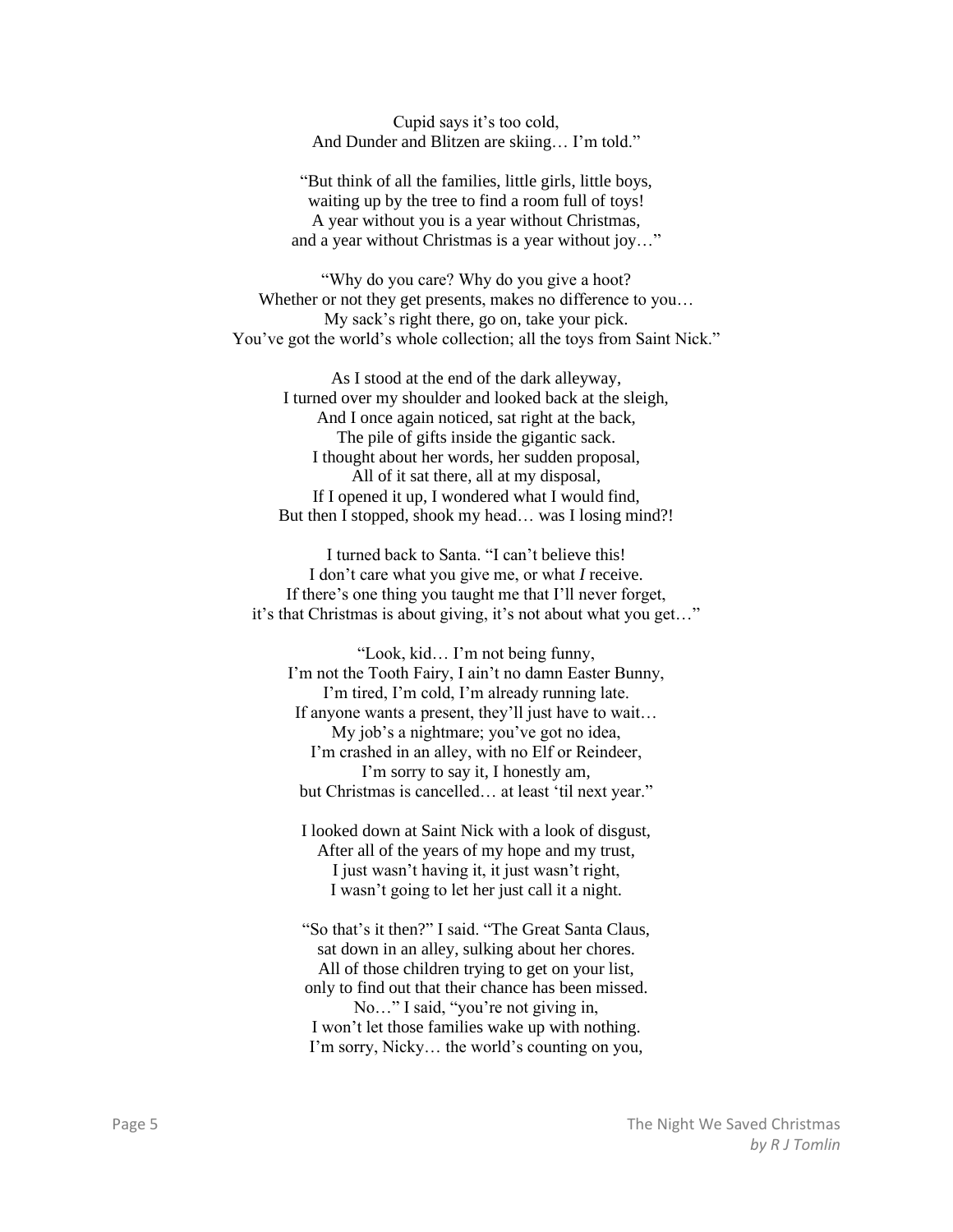Cupid says it's too cold,  
And Dunder and Blitzen are skiing… I'm told."

"But think of all the families, little girls, little boys,  
waiting up by the tree to find a room full of toys!  
A year without you is a year without Christmas,  
and a year without Christmas is a year without joy…"

"Why do you care? Why do you give a hoot?  
Whether or not they get presents, makes no difference to you…  
My sack's right there, go on, take your pick.  
You've got the world's whole collection; all the toys from Saint Nick."

As I stood at the end of the dark alleyway,  
I turned over my shoulder and looked back at the sleigh,  
And I once again noticed, sat right at the back,  
The pile of gifts inside the gigantic sack.  
I thought about her words, her sudden proposal,  
All of it sat there, all at my disposal,  
If I opened it up, I wondered what I would find,  
But then I stopped, shook my head… was I losing mind?!

I turned back to Santa. "I can't believe this!  
I don't care what you give me, or what *I* receive.  
If there's one thing you taught me that I'll never forget,  
it's that Christmas is about giving, it's not about what you get…"

"Look, kid… I'm not being funny,  
I'm not the Tooth Fairy, I ain't no damn Easter Bunny,  
I'm tired, I'm cold, I'm already running late.  
If anyone wants a present, they'll just have to wait…  
My job's a nightmare; you've got no idea,  
I'm crashed in an alley, with no Elf or Reindeer,  
I'm sorry to say it, I honestly am,  
but Christmas is cancelled… at least 'til next year."

I looked down at Saint Nick with a look of disgust,  
After all of the years of my hope and my trust,  
I just wasn't having it, it just wasn't right,  
I wasn't going to let her just call it a night.

"So that's it then?" I said. "The Great Santa Claus,  
sat down in an alley, sulking about her chores.  
All of those children trying to get on your list,  
only to find out that their chance has been missed.  
No…" I said, "you're not giving in,  
I won't let those families wake up with nothing.  
I'm sorry, Nicky… the world's counting on you,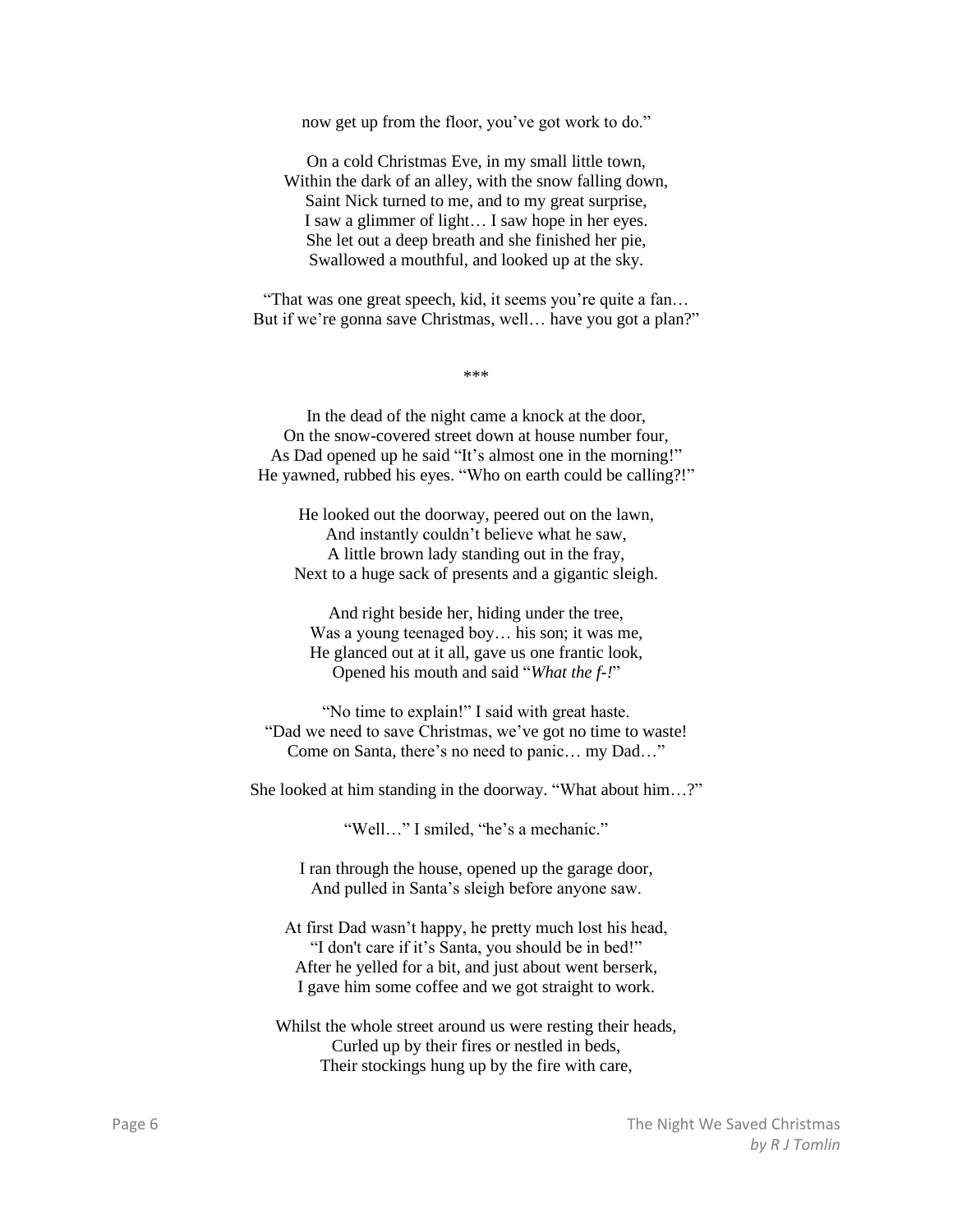now get up from the floor, you've got work to do."

On a cold Christmas Eve, in my small little town,
Within the dark of an alley, with the snow falling down,
Saint Nick turned to me, and to my great surprise,
I saw a glimmer of light… I saw hope in her eyes.
She let out a deep breath and she finished her pie,
Swallowed a mouthful, and looked up at the sky.

"That was one great speech, kid, it seems you're quite a fan…
But if we're gonna save Christmas, well… have you got a plan?"

***

In the dead of the night came a knock at the door,
On the snow-covered street down at house number four,
As Dad opened up he said "It's almost one in the morning!"
He yawned, rubbed his eyes. "Who on earth could be calling?!"

He looked out the doorway, peered out on the lawn,
And instantly couldn't believe what he saw,
A little brown lady standing out in the fray,
Next to a huge sack of presents and a gigantic sleigh.

And right beside her, hiding under the tree,
Was a young teenaged boy… his son; it was me,
He glanced out at it all, gave us one frantic look,
Opened his mouth and said "*What the f-!*"

"No time to explain!" I said with great haste.
"Dad we need to save Christmas, we've got no time to waste!
Come on Santa, there's no need to panic… my Dad…"

She looked at him standing in the doorway. "What about him…?"

"Well…" I smiled, "he's a mechanic."

I ran through the house, opened up the garage door,
And pulled in Santa's sleigh before anyone saw.

At first Dad wasn't happy, he pretty much lost his head,
"I don't care if it's Santa, you should be in bed!"
After he yelled for a bit, and just about went berserk,
I gave him some coffee and we got straight to work.

Whilst the whole street around us were resting their heads,
Curled up by their fires or nestled in beds,
Their stockings hung up by the fire with care,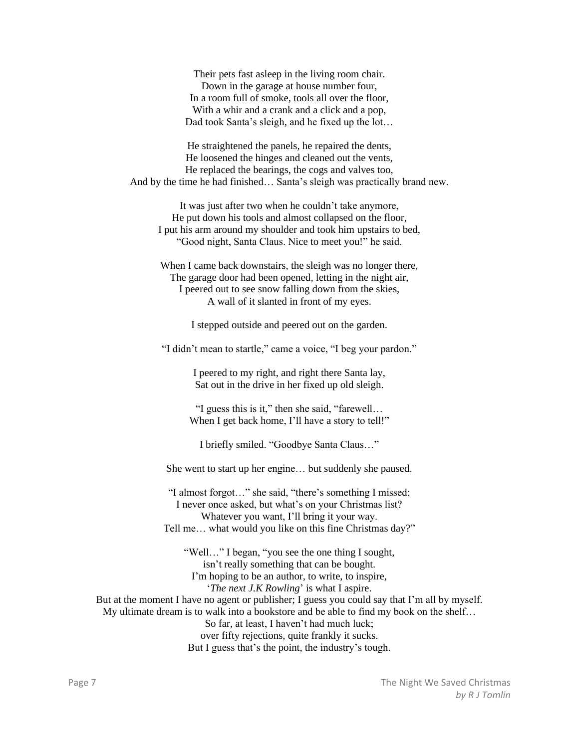Their pets fast asleep in the living room chair.  
Down in the garage at house number four,  
In a room full of smoke, tools all over the floor,  
With a whir and a crank and a click and a pop,  
Dad took Santa's sleigh, and he fixed up the lot…

He straightened the panels, he repaired the dents,  
He loosened the hinges and cleaned out the vents,  
He replaced the bearings, the cogs and valves too,  
And by the time he had finished… Santa's sleigh was practically brand new.

It was just after two when he couldn't take anymore,  
He put down his tools and almost collapsed on the floor,  
I put his arm around my shoulder and took him upstairs to bed,  
"Good night, Santa Claus. Nice to meet you!" he said.

When I came back downstairs, the sleigh was no longer there,  
The garage door had been opened, letting in the night air,  
I peered out to see snow falling down from the skies,  
A wall of it slanted in front of my eyes.

I stepped outside and peered out on the garden.

"I didn't mean to startle," came a voice, "I beg your pardon."

I peered to my right, and right there Santa lay,  
Sat out in the drive in her fixed up old sleigh.

"I guess this is it," then she said, "farewell…  
When I get back home, I'll have a story to tell!"

I briefly smiled. "Goodbye Santa Claus…"

She went to start up her engine… but suddenly she paused.

"I almost forgot…" she said, "there's something I missed;  
I never once asked, but what's on your Christmas list?  
Whatever you want, I'll bring it your way.  
Tell me… what would you like on this fine Christmas day?"

"Well…" I began, "you see the one thing I sought,  
isn't really something that can be bought.  
I'm hoping to be an author, to write, to inspire,  
'*The next J.K Rowling*' is what I aspire.  
But at the moment I have no agent or publisher; I guess you could say that I'm all by myself.  
My ultimate dream is to walk into a bookstore and be able to find my book on the shelf…  
So far, at least, I haven't had much luck;  
over fifty rejections, quite frankly it sucks.  
But I guess that's the point, the industry's tough.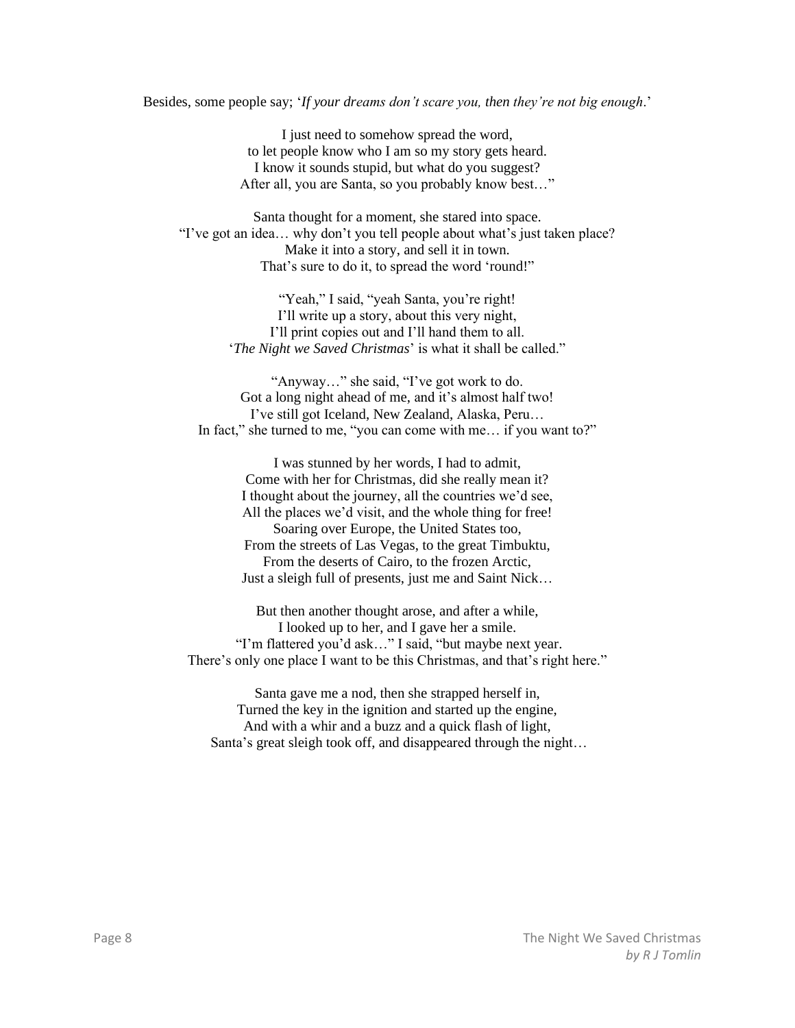Besides, some people say; '*If your dreams don't scare you, then they're not big enough*.'

I just need to somehow spread the word,  
to let people know who I am so my story gets heard.  
I know it sounds stupid, but what do you suggest?  
After all, you are Santa, so you probably know best…"

Santa thought for a moment, she stared into space.  
"I've got an idea… why don't you tell people about what's just taken place?  
Make it into a story, and sell it in town.  
That's sure to do it, to spread the word 'round!"

"Yeah," I said, "yeah Santa, you're right!  
I'll write up a story, about this very night,  
I'll print copies out and I'll hand them to all.  
'*The Night we Saved Christmas*' is what it shall be called."

"Anyway…" she said, "I've got work to do.  
Got a long night ahead of me, and it's almost half two!  
I've still got Iceland, New Zealand, Alaska, Peru…  
In fact," she turned to me, "you can come with me… if you want to?"

I was stunned by her words, I had to admit,  
Come with her for Christmas, did she really mean it?  
I thought about the journey, all the countries we'd see,  
All the places we'd visit, and the whole thing for free!  
Soaring over Europe, the United States too,  
From the streets of Las Vegas, to the great Timbuktu,  
From the deserts of Cairo, to the frozen Arctic,  
Just a sleigh full of presents, just me and Saint Nick…

But then another thought arose, and after a while,  
I looked up to her, and I gave her a smile.  
"I'm flattered you'd ask…" I said, "but maybe next year.  
There's only one place I want to be this Christmas, and that's right here."

Santa gave me a nod, then she strapped herself in,  
Turned the key in the ignition and started up the engine,  
And with a whir and a buzz and a quick flash of light,  
Santa's great sleigh took off, and disappeared through the night…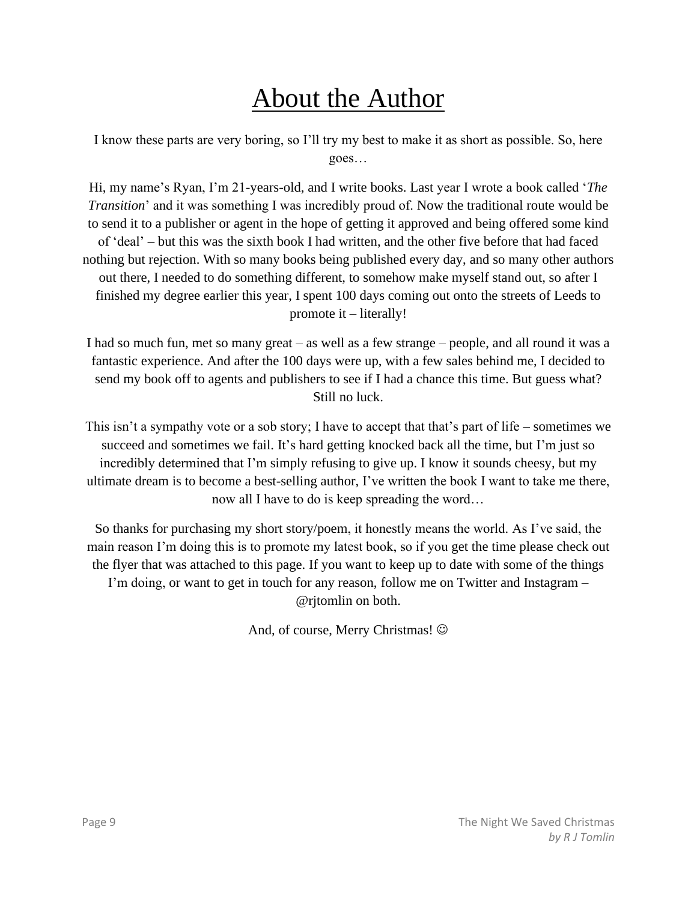# About the Author

I know these parts are very boring, so I'll try my best to make it as short as possible. So, here goes…

Hi, my name's Ryan, I'm 21-years-old, and I write books. Last year I wrote a book called '*The Transition*' and it was something I was incredibly proud of. Now the traditional route would be to send it to a publisher or agent in the hope of getting it approved and being offered some kind of 'deal' – but this was the sixth book I had written, and the other five before that had faced nothing but rejection. With so many books being published every day, and so many other authors out there, I needed to do something different, to somehow make myself stand out, so after I finished my degree earlier this year, I spent 100 days coming out onto the streets of Leeds to promote it – literally!

I had so much fun, met so many great – as well as a few strange – people, and all round it was a fantastic experience. And after the 100 days were up, with a few sales behind me, I decided to send my book off to agents and publishers to see if I had a chance this time. But guess what? Still no luck.

This isn't a sympathy vote or a sob story; I have to accept that that's part of life – sometimes we succeed and sometimes we fail. It's hard getting knocked back all the time, but I'm just so incredibly determined that I'm simply refusing to give up. I know it sounds cheesy, but my ultimate dream is to become a best-selling author, I've written the book I want to take me there, now all I have to do is keep spreading the word…

So thanks for purchasing my short story/poem, it honestly means the world. As I've said, the main reason I'm doing this is to promote my latest book, so if you get the time please check out the flyer that was attached to this page. If you want to keep up to date with some of the things I'm doing, or want to get in touch for any reason, follow me on Twitter and Instagram – @rjtomlin on both.

And, of course, Merry Christmas! ☺